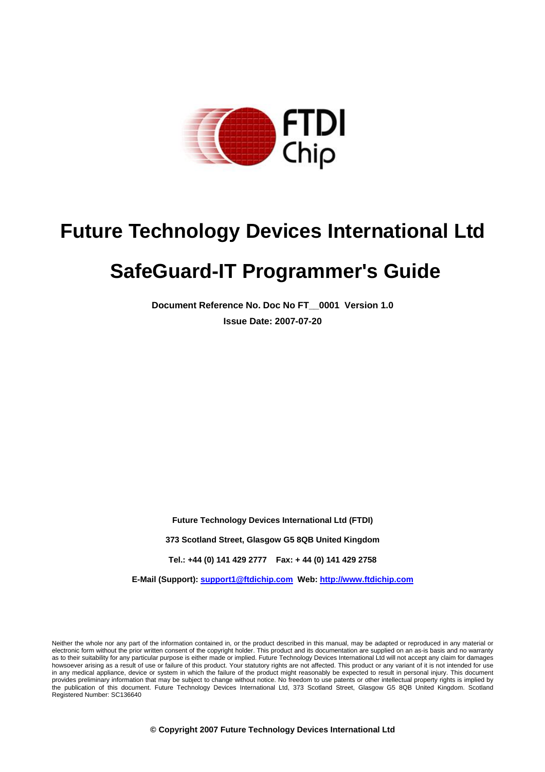# Future Technology Devices International Ltd

# SafeGuard-IT Programmer's Guide

**Document Reference No. Doc No FT__0001 Version 1.0**

**Issue Date: 2007-07-20**

**Future Technology Devices International Ltd (FTDI)**

**373 Scotland Street, Glasgow G5 8QB United Kingdom**

**Tel.: +44 (0) 141 429 2777 Fax: + 44 (0) 141 429 2758**

**E-Mail (Support): support1@ftdichip.com Web: http://www.ftdichip.com**

Neither the whole nor any part of the information contained in, or the product described in this manual, may be adapted or reproduced in any material or electronic form without the prior written consent of the copyright holder. This product and its documentation are supplied on an as-is basis and no warranty as to their suitability for any particular purpose is either made or implied. Future Technology Devices International Ltd will not accept any claim for damages howsoever arising as a result of use or failure of this product. Your statutory rights are not affected. This product or any variant of it is not intended for use in any medical appliance, device or system in which the failure of the product might reasonably be expected to result in personal injury. This document provides preliminary information that may be subject to change without notice. No freedom to use patents or other intellectual property rights is implied by the publication of this document. Future Technology Devices International Ltd, 373 Scotland Street, Glasgow G5 8QB United Kingdom. Scotland Registered Number: SC136640

**© Copyright 2007 Future Technology Devices International Ltd**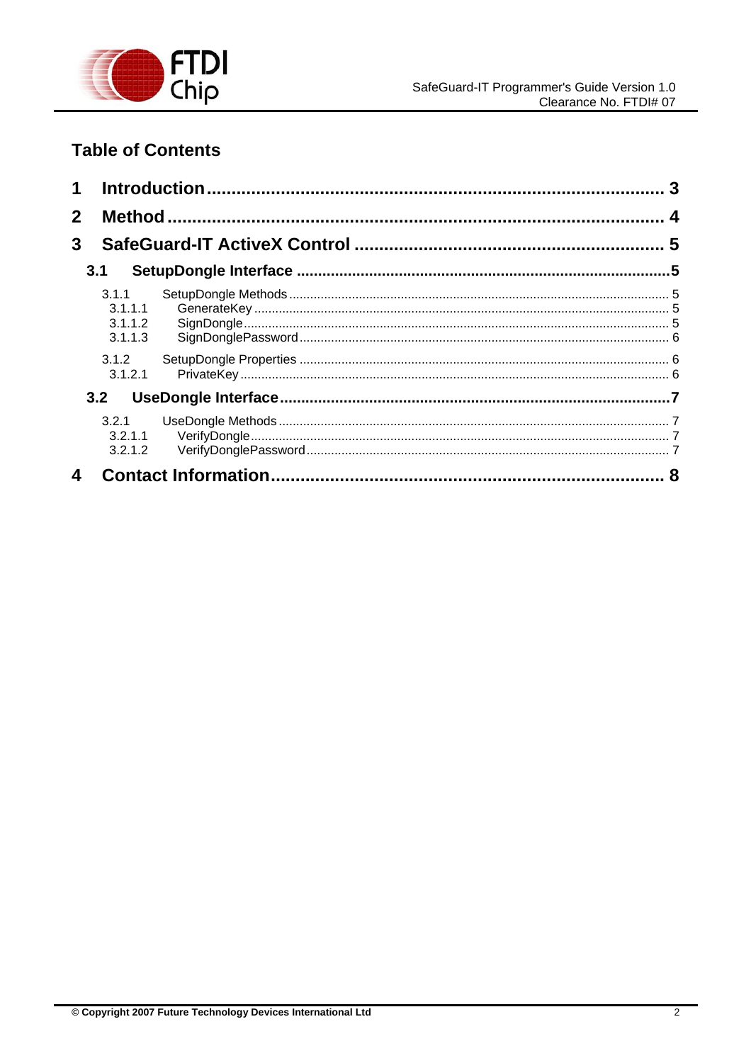## Table of Contents

**1 Introduction** ............................................................ 3

**2 Method** ............................................................ 4

**3 SafeGuard-IT ActiveX Control** ............................................................ 5

- **3.1 SetupDongle Interface** ............................................................ 5
  - 3.1.1 SetupDongle Methods ............................................................ 5
    - 3.1.1.1 GenerateKey ............................................................ 5
    - 3.1.1.2 SignDongle ............................................................ 5
    - 3.1.1.3 SignDonglePassword ............................................................ 6
  - 3.1.2 SetupDongle Properties ............................................................ 6
    - 3.1.2.1 PrivateKey ............................................................ 6
- **3.2 UseDongle Interface** ............................................................ 7
  - 3.2.1 UseDongle Methods ............................................................ 7
    - 3.2.1.1 VerifyDongle ............................................................ 7
    - 3.2.1.2 VerifyDonglePassword ............................................................ 7

**4 Contact Information** ............................................................ 8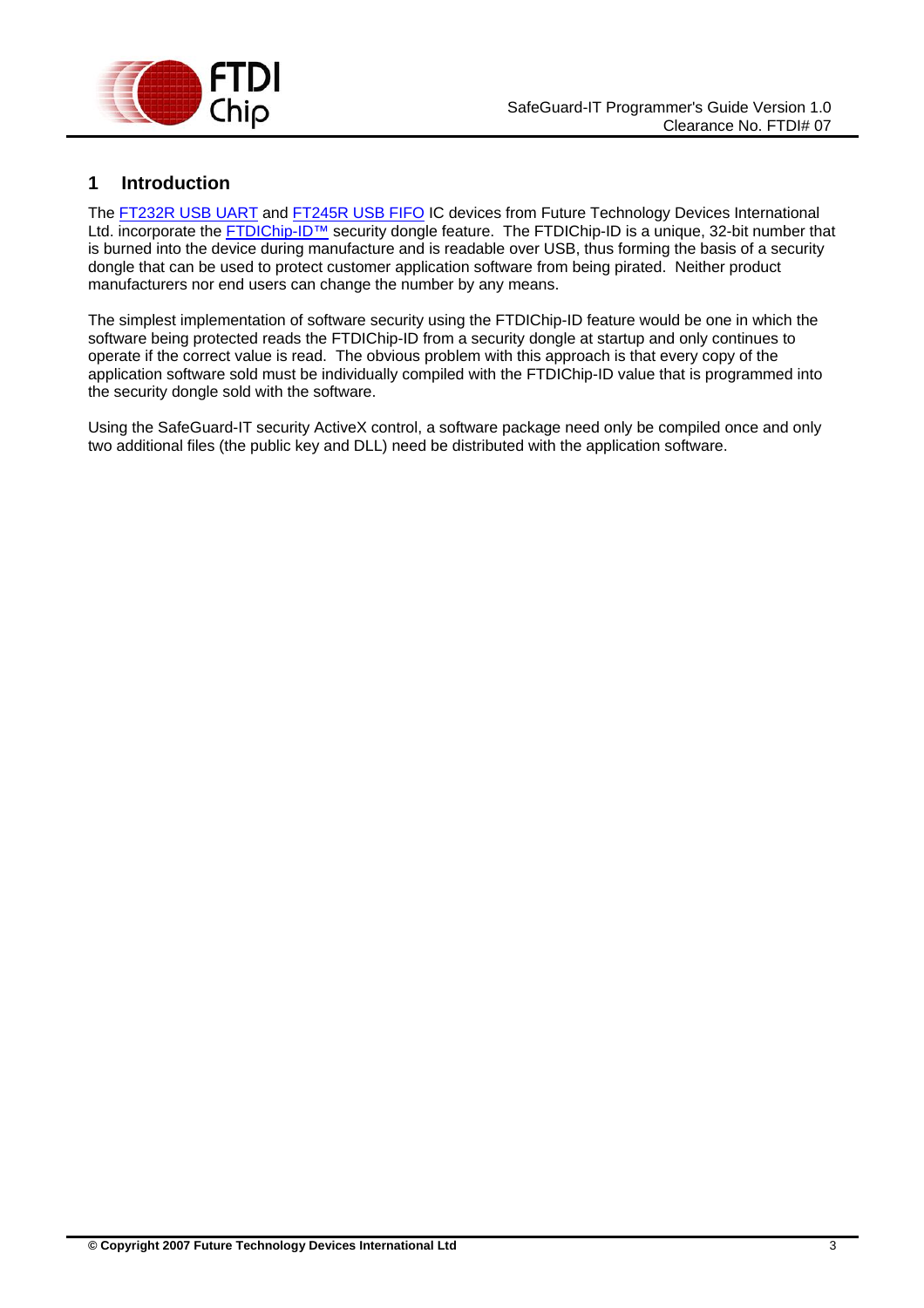# 1 Introduction

The FT232R USB UART and FT245R USB FIFO IC devices from Future Technology Devices International Ltd. incorporate the FTDIChip-ID™ security dongle feature. The FTDIChip-ID is a unique, 32-bit number that is burned into the device during manufacture and is readable over USB, thus forming the basis of a security dongle that can be used to protect customer application software from being pirated. Neither product manufacturers nor end users can change the number by any means.

The simplest implementation of software security using the FTDIChip-ID feature would be one in which the software being protected reads the FTDIChip-ID from a security dongle at startup and only continues to operate if the correct value is read. The obvious problem with this approach is that every copy of the application software sold must be individually compiled with the FTDIChip-ID value that is programmed into the security dongle sold with the software.

Using the SafeGuard-IT security ActiveX control, a software package need only be compiled once and only two additional files (the public key and DLL) need be distributed with the application software.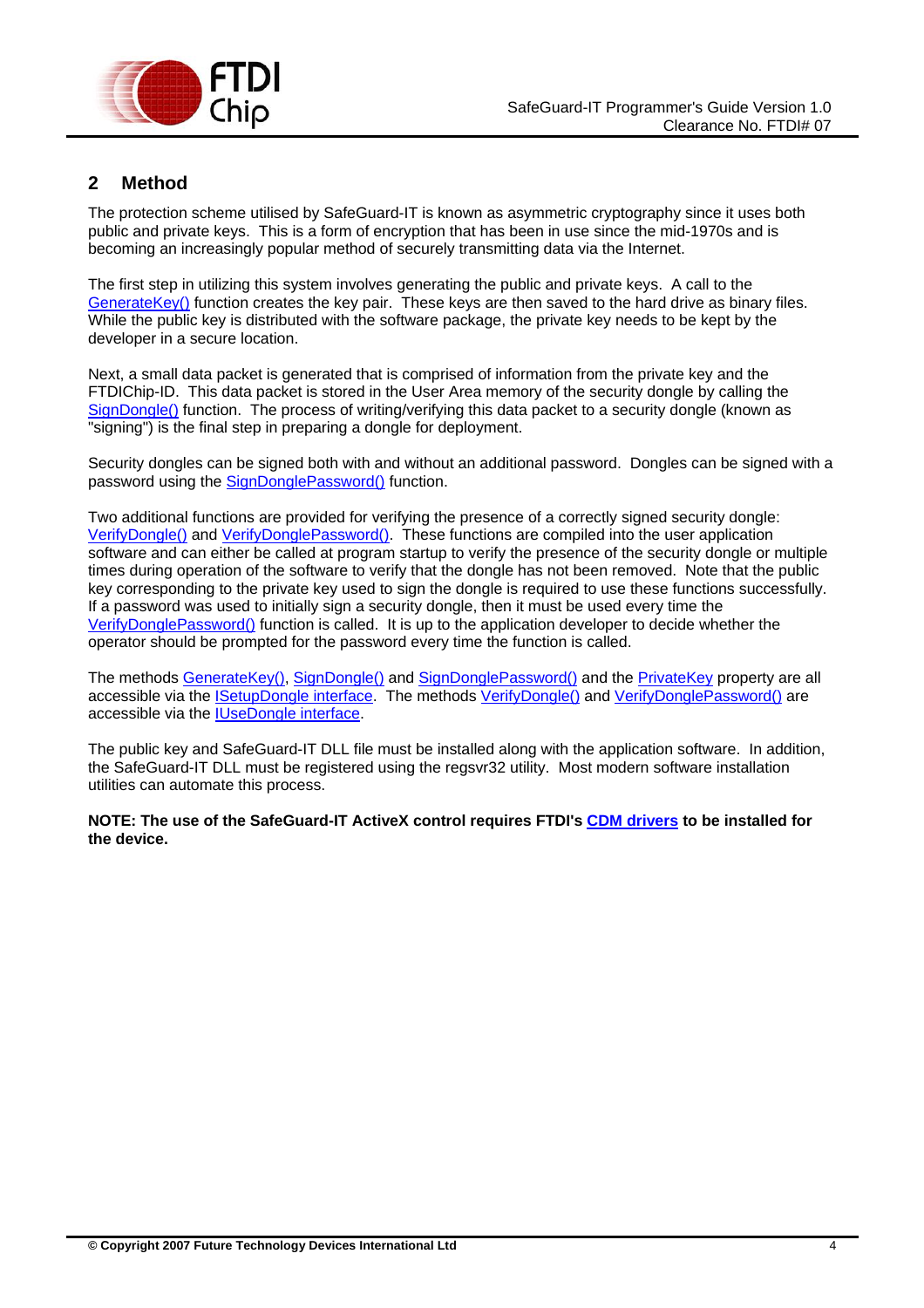## 2 Method

The protection scheme utilised by SafeGuard-IT is known as asymmetric cryptography since it uses both public and private keys. This is a form of encryption that has been in use since the mid-1970s and is becoming an increasingly popular method of securely transmitting data via the Internet.

The first step in utilizing this system involves generating the public and private keys. A call to the GenerateKey() function creates the key pair. These keys are then saved to the hard drive as binary files. While the public key is distributed with the software package, the private key needs to be kept by the developer in a secure location.

Next, a small data packet is generated that is comprised of information from the private key and the FTDIChip-ID. This data packet is stored in the User Area memory of the security dongle by calling the SignDongle() function. The process of writing/verifying this data packet to a security dongle (known as "signing") is the final step in preparing a dongle for deployment.

Security dongles can be signed both with and without an additional password. Dongles can be signed with a password using the SignDonglePassword() function.

Two additional functions are provided for verifying the presence of a correctly signed security dongle: VerifyDongle() and VerifyDonglePassword(). These functions are compiled into the user application software and can either be called at program startup to verify the presence of the security dongle or multiple times during operation of the software to verify that the dongle has not been removed. Note that the public key corresponding to the private key used to sign the dongle is required to use these functions successfully. If a password was used to initially sign a security dongle, then it must be used every time the VerifyDonglePassword() function is called. It is up to the application developer to decide whether the operator should be prompted for the password every time the function is called.

The methods GenerateKey(), SignDongle() and SignDonglePassword() and the PrivateKey property are all accessible via the ISetupDongle interface. The methods VerifyDongle() and VerifyDonglePassword() are accessible via the IUseDongle interface.

The public key and SafeGuard-IT DLL file must be installed along with the application software. In addition, the SafeGuard-IT DLL must be registered using the regsvr32 utility. Most modern software installation utilities can automate this process.

**NOTE: The use of the SafeGuard-IT ActiveX control requires FTDI's CDM drivers to be installed for the device.**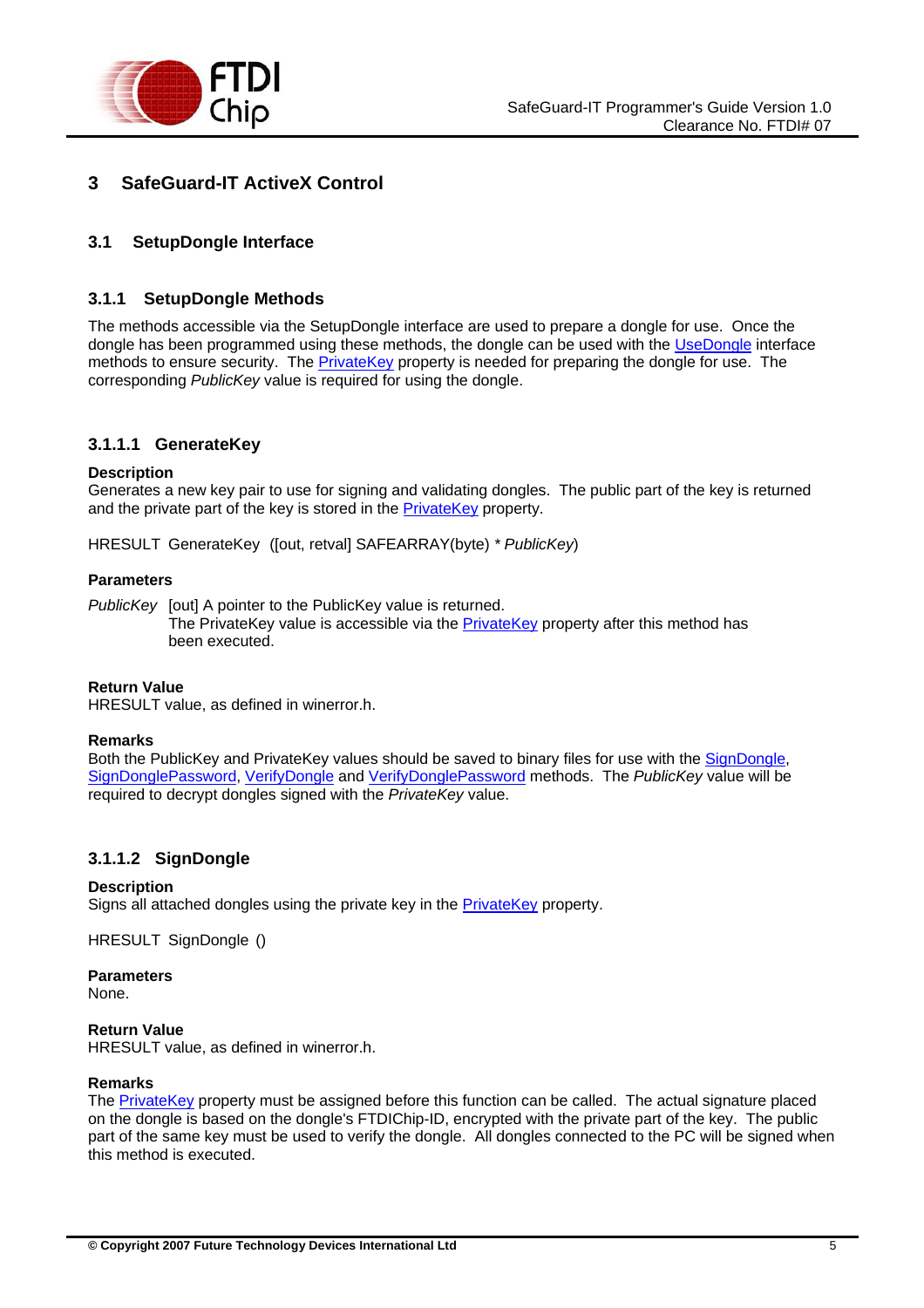# 3 SafeGuard-IT ActiveX Control

## 3.1 SetupDongle Interface

### 3.1.1 SetupDongle Methods

The methods accessible via the SetupDongle interface are used to prepare a dongle for use. Once the dongle has been programmed using these methods, the dongle can be used with the UseDongle interface methods to ensure security. The PrivateKey property is needed for preparing the dongle for use. The corresponding *PublicKey* value is required for using the dongle.

#### 3.1.1.1 GenerateKey

**Description**
Generates a new key pair to use for signing and validating dongles. The public part of the key is returned and the private part of the key is stored in the PrivateKey property.

HRESULT GenerateKey ([out, retval] SAFEARRAY(byte) * *PublicKey*)

**Parameters**

*PublicKey* [out] A pointer to the PublicKey value is returned.
The PrivateKey value is accessible via the PrivateKey property after this method has been executed.

**Return Value**
HRESULT value, as defined in winerror.h.

**Remarks**
Both the PublicKey and PrivateKey values should be saved to binary files for use with the SignDongle, SignDonglePassword, VerifyDongle and VerifyDonglePassword methods. The *PublicKey* value will be required to decrypt dongles signed with the *PrivateKey* value.

#### 3.1.1.2 SignDongle

**Description**
Signs all attached dongles using the private key in the PrivateKey property.

HRESULT SignDongle ()

**Parameters**
None.

**Return Value**
HRESULT value, as defined in winerror.h.

**Remarks**
The PrivateKey property must be assigned before this function can be called. The actual signature placed on the dongle is based on the dongle's FTDIChip-ID, encrypted with the private part of the key. The public part of the same key must be used to verify the dongle. All dongles connected to the PC will be signed when this method is executed.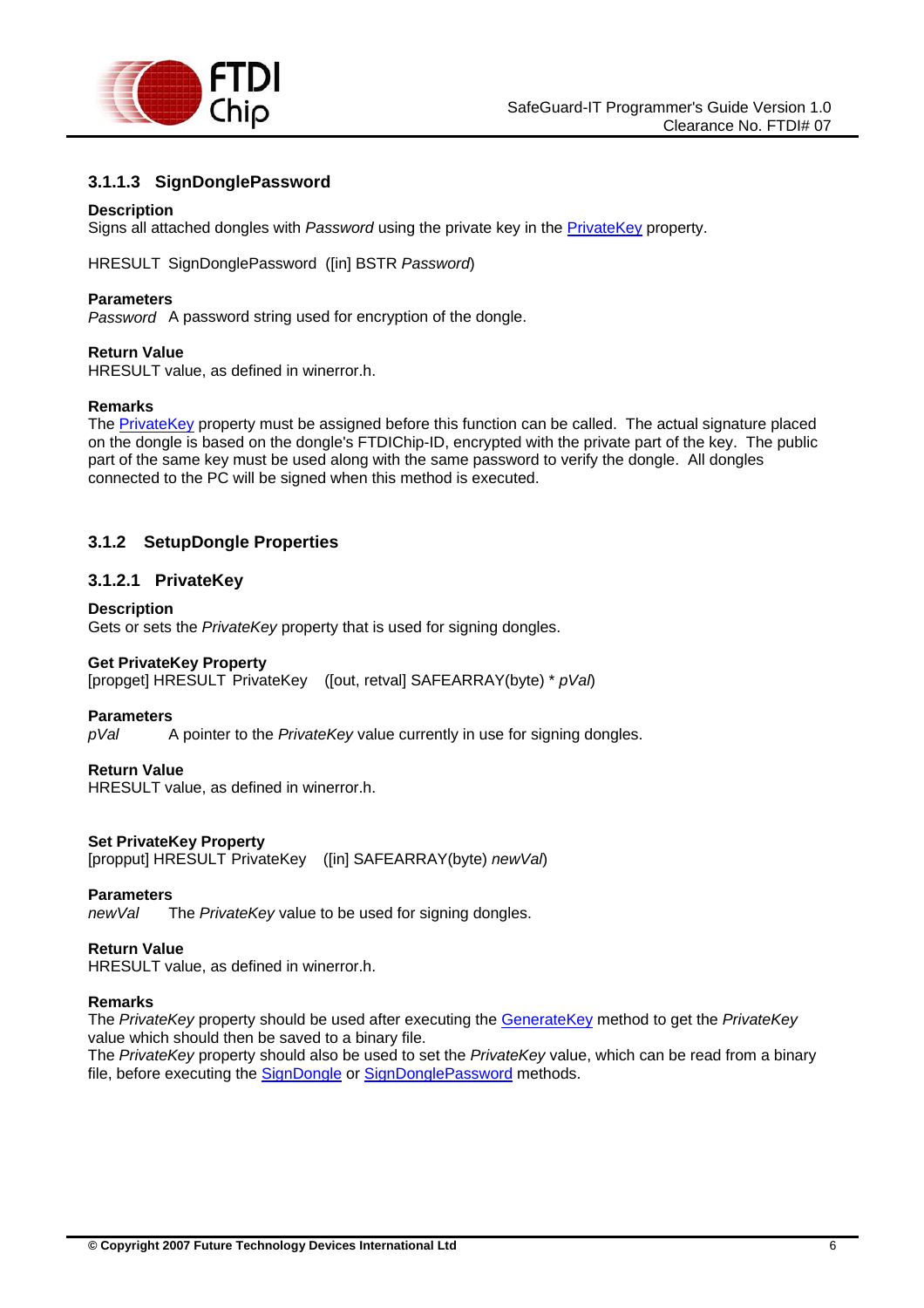### 3.1.1.3 SignDonglePassword

**Description**
Signs all attached dongles with *Password* using the private key in the PrivateKey property.

HRESULT SignDonglePassword ([in] BSTR *Password*)

**Parameters**
*Password* A password string used for encryption of the dongle.

**Return Value**
HRESULT value, as defined in winerror.h.

**Remarks**
The PrivateKey property must be assigned before this function can be called. The actual signature placed on the dongle is based on the dongle's FTDIChip-ID, encrypted with the private part of the key. The public part of the same key must be used along with the same password to verify the dongle. All dongles connected to the PC will be signed when this method is executed.

## 3.1.2 SetupDongle Properties

### 3.1.2.1 PrivateKey

**Description**
Gets or sets the *PrivateKey* property that is used for signing dongles.

**Get PrivateKey Property**
[propget] HRESULT PrivateKey ([out, retval] SAFEARRAY(byte) * *pVal*)

**Parameters**
*pVal* A pointer to the *PrivateKey* value currently in use for signing dongles.

**Return Value**
HRESULT value, as defined in winerror.h.

**Set PrivateKey Property**
[propput] HRESULT PrivateKey ([in] SAFEARRAY(byte) *newVal*)

**Parameters**
*newVal* The *PrivateKey* value to be used for signing dongles.

**Return Value**
HRESULT value, as defined in winerror.h.

**Remarks**
The *PrivateKey* property should be used after executing the GenerateKey method to get the *PrivateKey* value which should then be saved to a binary file.
The *PrivateKey* property should also be used to set the *PrivateKey* value, which can be read from a binary file, before executing the SignDongle or SignDonglePassword methods.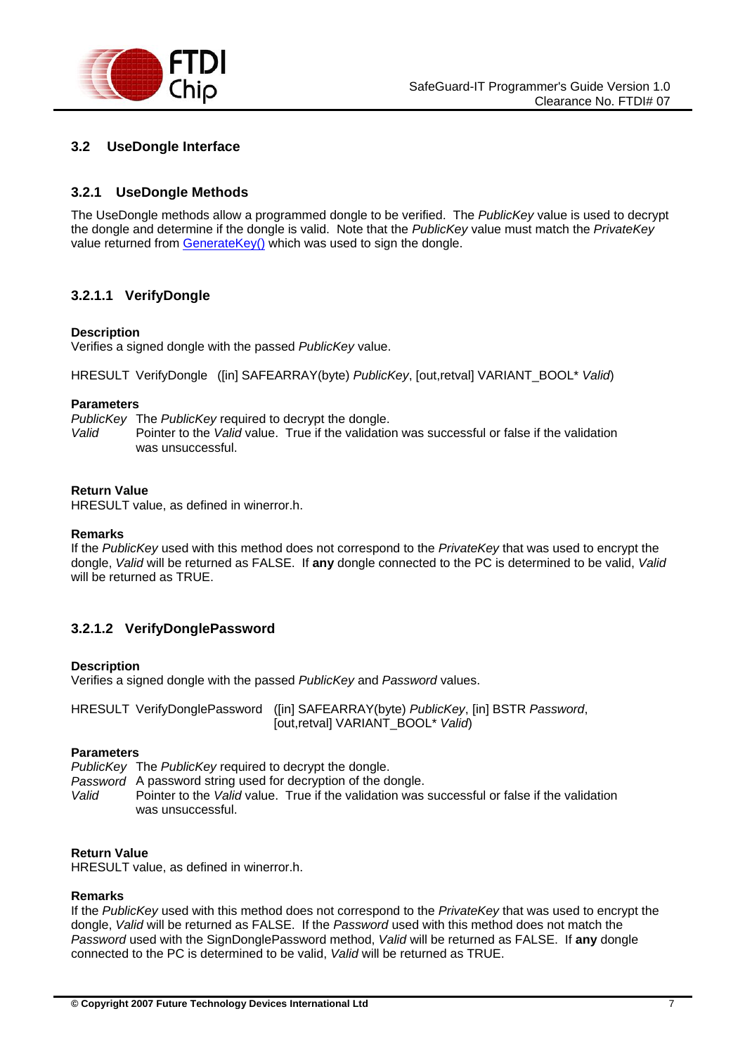## 3.2 UseDongle Interface

### 3.2.1 UseDongle Methods

The UseDongle methods allow a programmed dongle to be verified. The *PublicKey* value is used to decrypt the dongle and determine if the dongle is valid. Note that the *PublicKey* value must match the *PrivateKey* value returned from [GenerateKey()]() which was used to sign the dongle.

#### 3.2.1.1 VerifyDongle

**Description**
Verifies a signed dongle with the passed *PublicKey* value.

HRESULT VerifyDongle ([in] SAFEARRAY(byte) *PublicKey*, [out,retval] VARIANT_BOOL* *Valid*)

**Parameters**

*PublicKey* The *PublicKey* required to decrypt the dongle.
*Valid* Pointer to the *Valid* value. True if the validation was successful or false if the validation was unsuccessful.

**Return Value**
HRESULT value, as defined in winerror.h.

**Remarks**
If the *PublicKey* used with this method does not correspond to the *PrivateKey* that was used to encrypt the dongle, *Valid* will be returned as FALSE. If **any** dongle connected to the PC is determined to be valid, *Valid* will be returned as TRUE.

#### 3.2.1.2 VerifyDonglePassword

**Description**
Verifies a signed dongle with the passed *PublicKey* and *Password* values.

HRESULT VerifyDonglePassword ([in] SAFEARRAY(byte) *PublicKey*, [in] BSTR *Password*, [out,retval] VARIANT_BOOL* *Valid*)

**Parameters**

*PublicKey* The *PublicKey* required to decrypt the dongle.
*Password* A password string used for decryption of the dongle.
*Valid* Pointer to the *Valid* value. True if the validation was successful or false if the validation was unsuccessful.

**Return Value**
HRESULT value, as defined in winerror.h.

**Remarks**
If the *PublicKey* used with this method does not correspond to the *PrivateKey* that was used to encrypt the dongle, *Valid* will be returned as FALSE. If the *Password* used with this method does not match the *Password* used with the SignDonglePassword method, *Valid* will be returned as FALSE. If **any** dongle connected to the PC is determined to be valid, *Valid* will be returned as TRUE.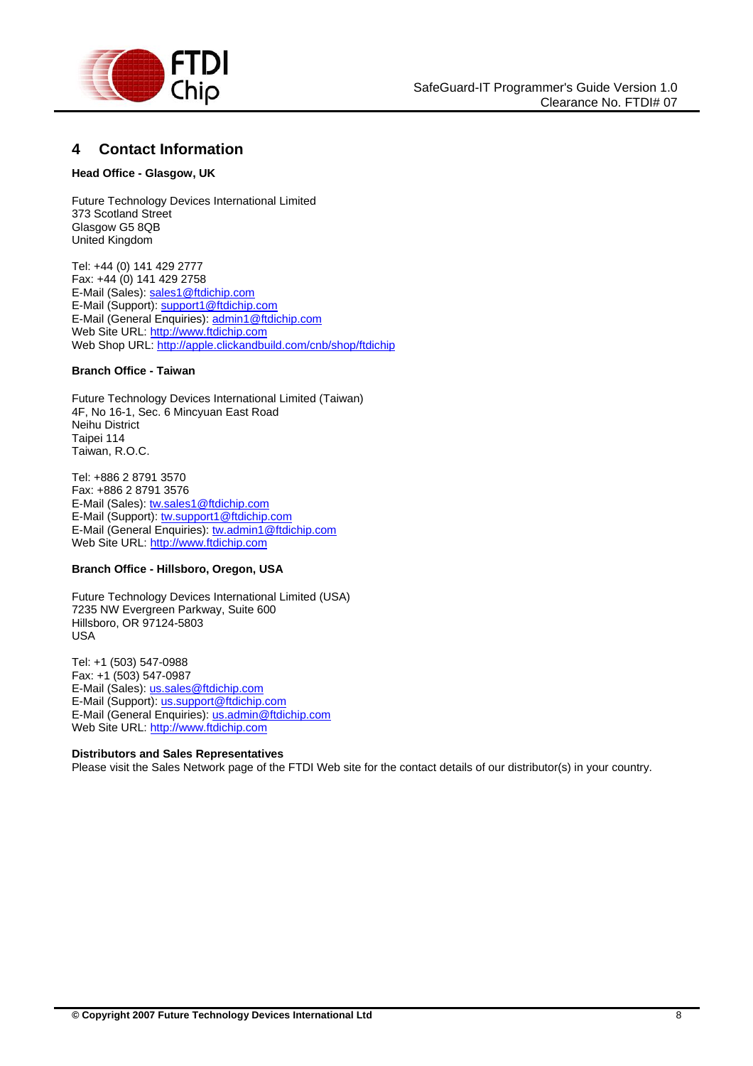# 4 Contact Information

**Head Office - Glasgow, UK**

Future Technology Devices International Limited
373 Scotland Street
Glasgow G5 8QB
United Kingdom

Tel: +44 (0) 141 429 2777
Fax: +44 (0) 141 429 2758
E-Mail (Sales): sales1@ftdichip.com
E-Mail (Support): support1@ftdichip.com
E-Mail (General Enquiries): admin1@ftdichip.com
Web Site URL: http://www.ftdichip.com
Web Shop URL: http://apple.clickandbuild.com/cnb/shop/ftdichip

**Branch Office - Taiwan**

Future Technology Devices International Limited (Taiwan)
4F, No 16-1, Sec. 6 Mincyuan East Road
Neihu District
Taipei 114
Taiwan, R.O.C.

Tel: +886 2 8791 3570
Fax: +886 2 8791 3576
E-Mail (Sales): tw.sales1@ftdichip.com
E-Mail (Support): tw.support1@ftdichip.com
E-Mail (General Enquiries): tw.admin1@ftdichip.com
Web Site URL: http://www.ftdichip.com

**Branch Office - Hillsboro, Oregon, USA**

Future Technology Devices International Limited (USA)
7235 NW Evergreen Parkway, Suite 600
Hillsboro, OR 97124-5803
USA

Tel: +1 (503) 547-0988
Fax: +1 (503) 547-0987
E-Mail (Sales): us.sales@ftdichip.com
E-Mail (Support): us.support@ftdichip.com
E-Mail (General Enquiries): us.admin@ftdichip.com
Web Site URL: http://www.ftdichip.com

**Distributors and Sales Representatives**
Please visit the Sales Network page of the FTDI Web site for the contact details of our distributor(s) in your country.